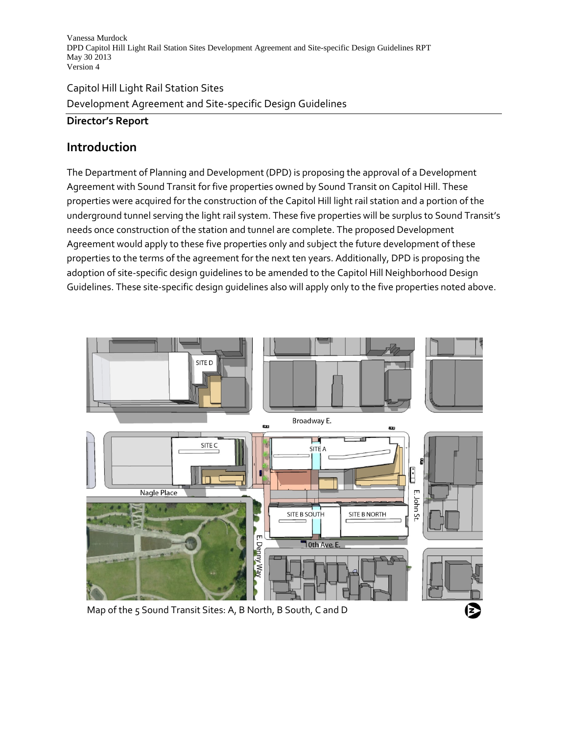Capitol Hill Light Rail Station Sites

Development Agreement and Site-specific Design Guidelines

**Director's Report**

## Introduction

The Department of Planning and Development (DPD) is proposing the approval of a Development Agreement with Sound Transit for five properties owned by Sound Transit on Capitol Hill. These properties were acquired for the construction of the Capitol Hill light rail station and a portion of the underground tunnel serving the light rail system. These five properties will be surplus to Sound Transit's needs once construction of the station and tunnel are complete. The proposed Development Agreement would apply to these five properties only and subject the future development of these properties to the terms of the agreement for the next ten years. Additionally, DPD is proposing the adoption of site-specific design guidelines to be amended to the Capitol Hill Neighborhood Design Guidelines. These site-specific design guidelines also will apply only to the five properties noted above.

Map of the 5 Sound Transit Sites: A, B North, B South, C and D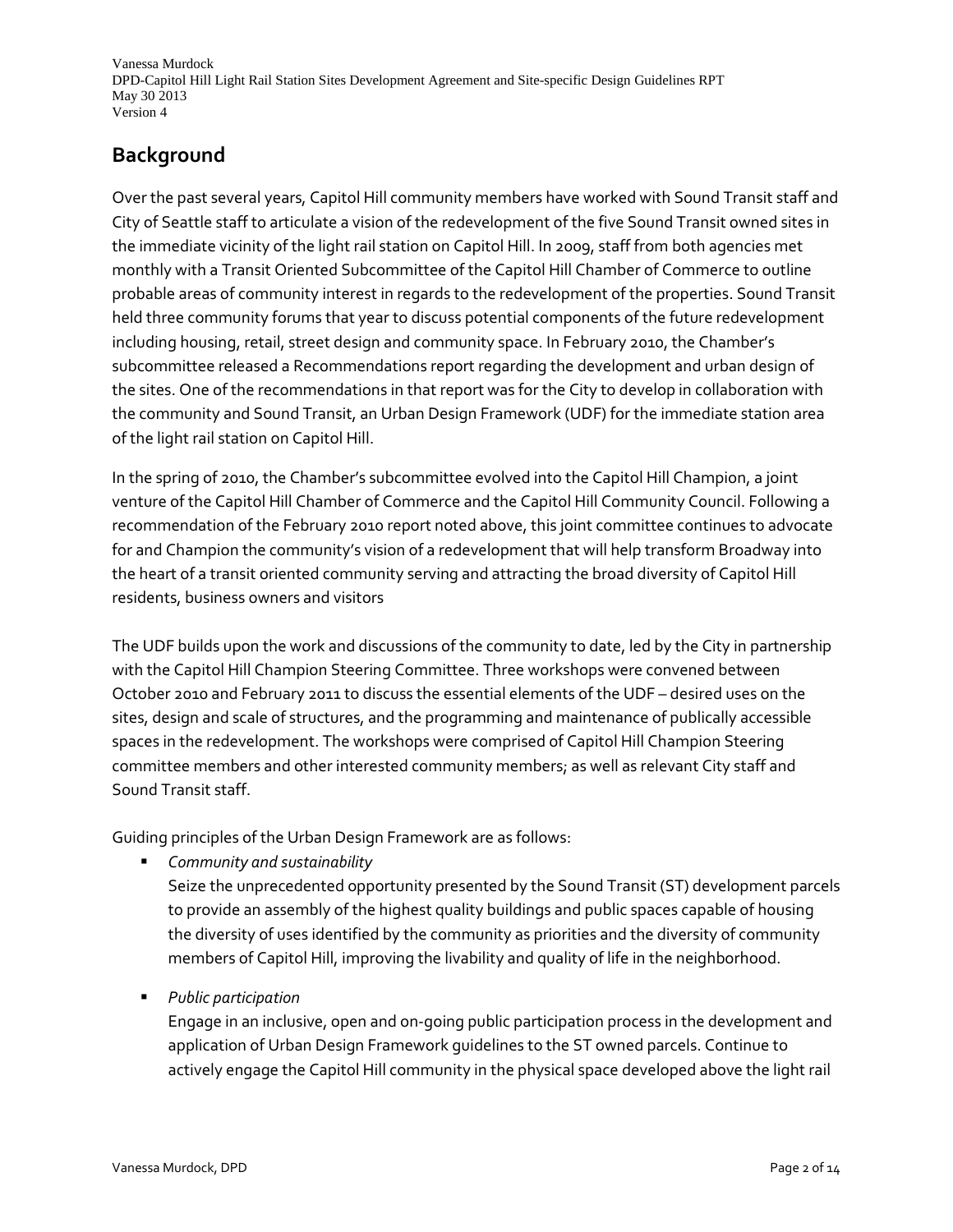## Background

Over the past several years, Capitol Hill community members have worked with Sound Transit staff and City of Seattle staff to articulate a vision of the redevelopment of the five Sound Transit owned sites in the immediate vicinity of the light rail station on Capitol Hill. In 2009, staff from both agencies met monthly with a Transit Oriented Subcommittee of the Capitol Hill Chamber of Commerce to outline probable areas of community interest in regards to the redevelopment of the properties. Sound Transit held three community forums that year to discuss potential components of the future redevelopment including housing, retail, street design and community space. In February 2010, the Chamber's subcommittee released a Recommendations report regarding the development and urban design of the sites. One of the recommendations in that report was for the City to develop in collaboration with the community and Sound Transit, an Urban Design Framework (UDF) for the immediate station area of the light rail station on Capitol Hill.

In the spring of 2010, the Chamber's subcommittee evolved into the Capitol Hill Champion, a joint venture of the Capitol Hill Chamber of Commerce and the Capitol Hill Community Council. Following a recommendation of the February 2010 report noted above, this joint committee continues to advocate for and Champion the community's vision of a redevelopment that will help transform Broadway into the heart of a transit oriented community serving and attracting the broad diversity of Capitol Hill residents, business owners and visitors

The UDF builds upon the work and discussions of the community to date, led by the City in partnership with the Capitol Hill Champion Steering Committee. Three workshops were convened between October 2010 and February 2011 to discuss the essential elements of the UDF – desired uses on the sites, design and scale of structures, and the programming and maintenance of publically accessible spaces in the redevelopment. The workshops were comprised of Capitol Hill Champion Steering committee members and other interested community members; as well as relevant City staff and Sound Transit staff.

Guiding principles of the Urban Design Framework are as follows:

- *Community and sustainability*
  Seize the unprecedented opportunity presented by the Sound Transit (ST) development parcels to provide an assembly of the highest quality buildings and public spaces capable of housing the diversity of uses identified by the community as priorities and the diversity of community members of Capitol Hill, improving the livability and quality of life in the neighborhood.

- *Public participation*
  Engage in an inclusive, open and on-going public participation process in the development and application of Urban Design Framework guidelines to the ST owned parcels. Continue to actively engage the Capitol Hill community in the physical space developed above the light rail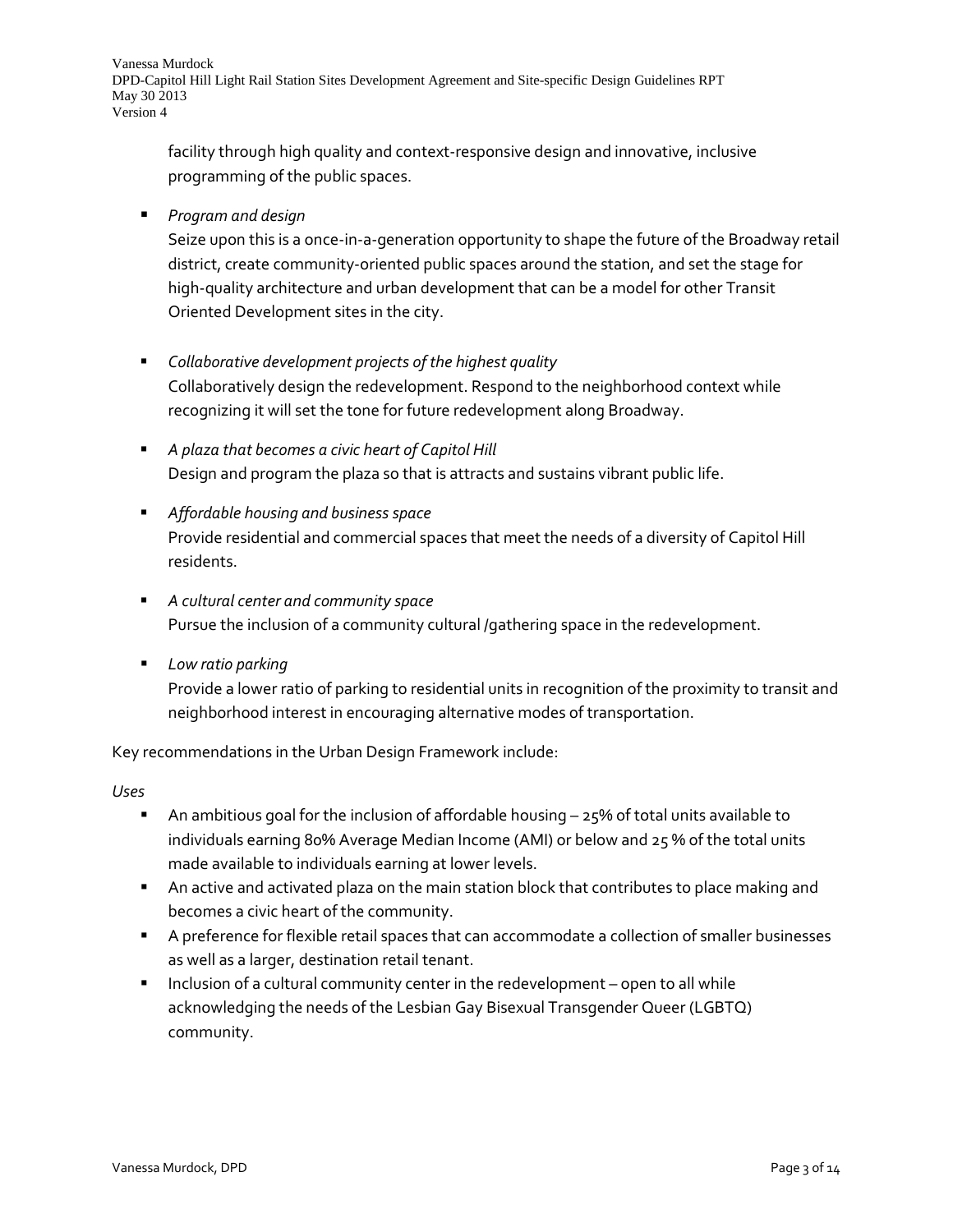facility through high quality and context-responsive design and innovative, inclusive programming of the public spaces.

- *Program and design*
  Seize upon this is a once-in-a-generation opportunity to shape the future of the Broadway retail district, create community-oriented public spaces around the station, and set the stage for high-quality architecture and urban development that can be a model for other Transit Oriented Development sites in the city.

- *Collaborative development projects of the highest quality*
  Collaboratively design the redevelopment. Respond to the neighborhood context while recognizing it will set the tone for future redevelopment along Broadway.

- *A plaza that becomes a civic heart of Capitol Hill*
  Design and program the plaza so that is attracts and sustains vibrant public life.

- *Affordable housing and business space*
  Provide residential and commercial spaces that meet the needs of a diversity of Capitol Hill residents.

- *A cultural center and community space*
  Pursue the inclusion of a community cultural /gathering space in the redevelopment.

- *Low ratio parking*
  Provide a lower ratio of parking to residential units in recognition of the proximity to transit and neighborhood interest in encouraging alternative modes of transportation.

Key recommendations in the Urban Design Framework include:

*Uses*

- An ambitious goal for the inclusion of affordable housing – 25% of total units available to individuals earning 80% Average Median Income (AMI) or below and 25 % of the total units made available to individuals earning at lower levels.
- An active and activated plaza on the main station block that contributes to place making and becomes a civic heart of the community.
- A preference for flexible retail spaces that can accommodate a collection of smaller businesses as well as a larger, destination retail tenant.
- Inclusion of a cultural community center in the redevelopment – open to all while acknowledging the needs of the Lesbian Gay Bisexual Transgender Queer (LGBTQ) community.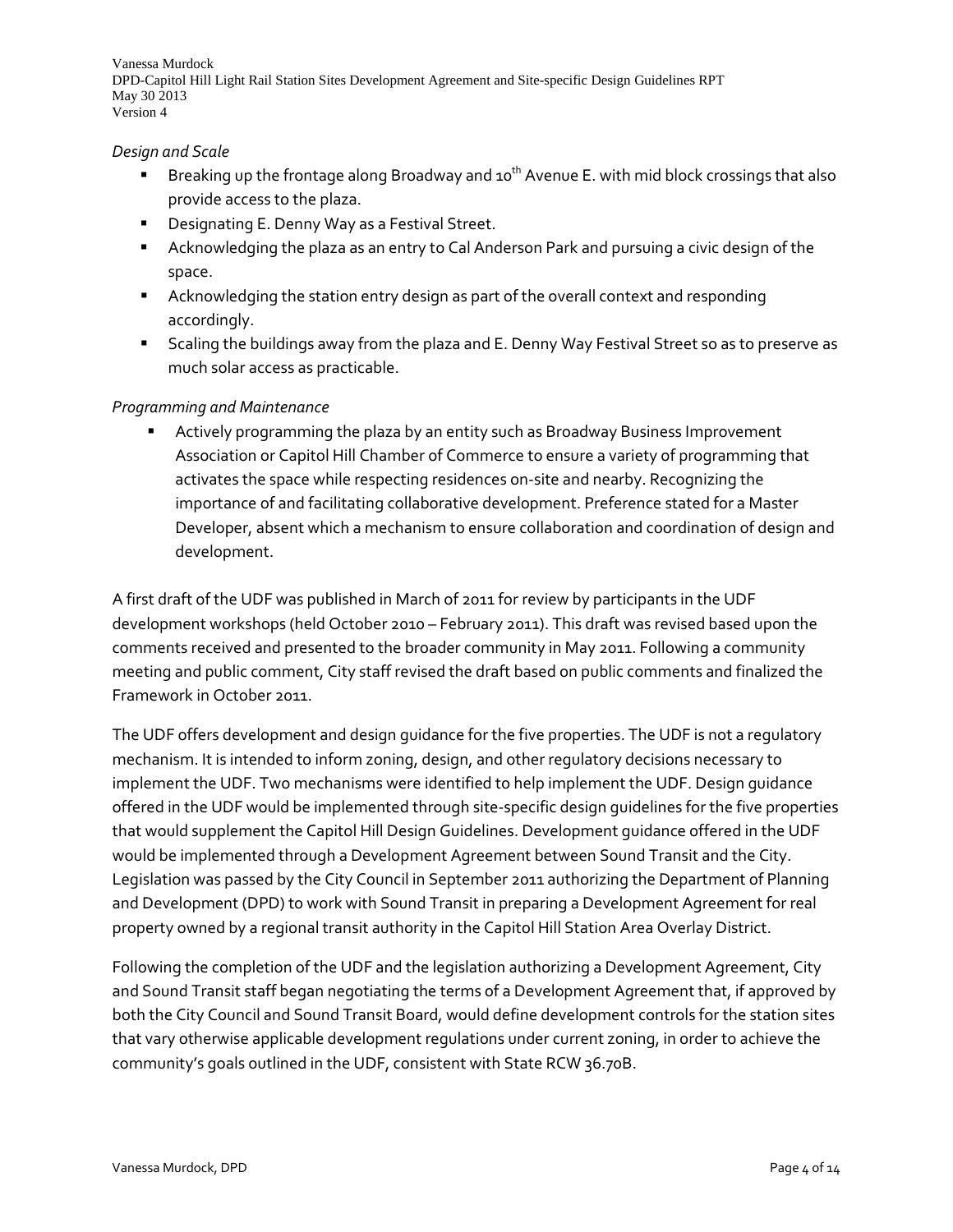*Design and Scale*

- Breaking up the frontage along Broadway and 10th Avenue E. with mid block crossings that also provide access to the plaza.
- Designating E. Denny Way as a Festival Street.
- Acknowledging the plaza as an entry to Cal Anderson Park and pursuing a civic design of the space.
- Acknowledging the station entry design as part of the overall context and responding accordingly.
- Scaling the buildings away from the plaza and E. Denny Way Festival Street so as to preserve as much solar access as practicable.

*Programming and Maintenance*

- Actively programming the plaza by an entity such as Broadway Business Improvement Association or Capitol Hill Chamber of Commerce to ensure a variety of programming that activates the space while respecting residences on-site and nearby. Recognizing the importance of and facilitating collaborative development. Preference stated for a Master Developer, absent which a mechanism to ensure collaboration and coordination of design and development.

A first draft of the UDF was published in March of 2011 for review by participants in the UDF development workshops (held October 2010 – February 2011). This draft was revised based upon the comments received and presented to the broader community in May 2011. Following a community meeting and public comment, City staff revised the draft based on public comments and finalized the Framework in October 2011.

The UDF offers development and design guidance for the five properties. The UDF is not a regulatory mechanism. It is intended to inform zoning, design, and other regulatory decisions necessary to implement the UDF. Two mechanisms were identified to help implement the UDF. Design guidance offered in the UDF would be implemented through site-specific design guidelines for the five properties that would supplement the Capitol Hill Design Guidelines. Development guidance offered in the UDF would be implemented through a Development Agreement between Sound Transit and the City. Legislation was passed by the City Council in September 2011 authorizing the Department of Planning and Development (DPD) to work with Sound Transit in preparing a Development Agreement for real property owned by a regional transit authority in the Capitol Hill Station Area Overlay District.

Following the completion of the UDF and the legislation authorizing a Development Agreement, City and Sound Transit staff began negotiating the terms of a Development Agreement that, if approved by both the City Council and Sound Transit Board, would define development controls for the station sites that vary otherwise applicable development regulations under current zoning, in order to achieve the community's goals outlined in the UDF, consistent with State RCW 36.70B.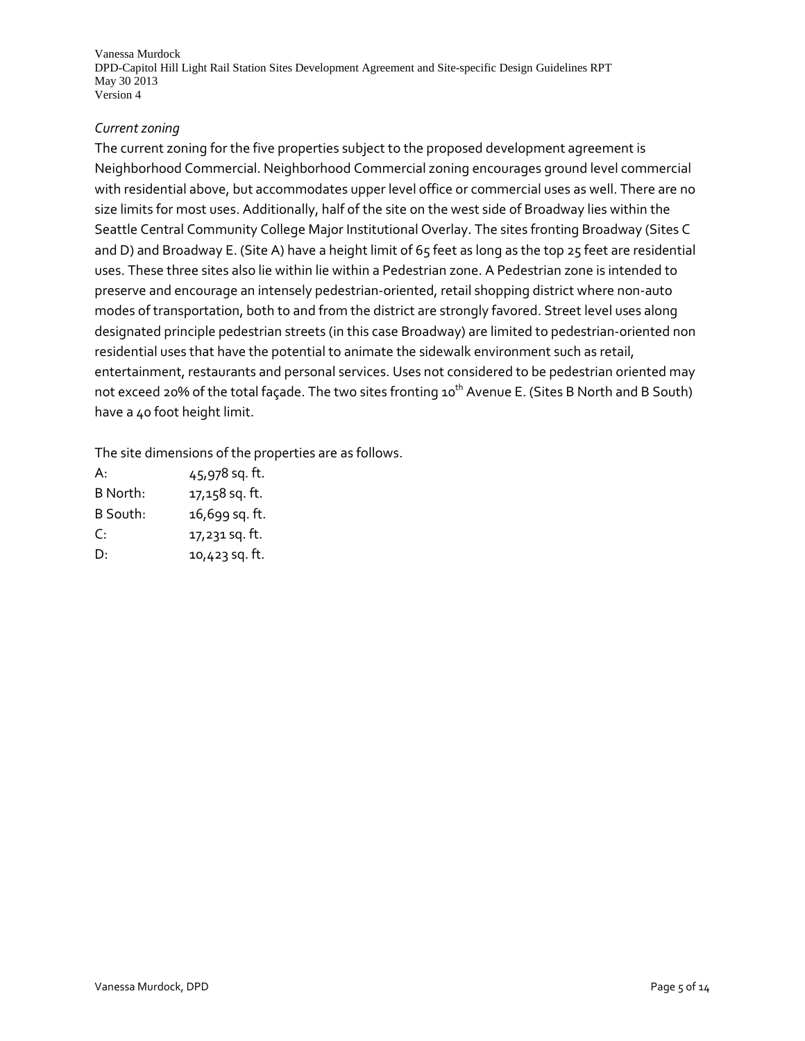*Current zoning*

The current zoning for the five properties subject to the proposed development agreement is Neighborhood Commercial. Neighborhood Commercial zoning encourages ground level commercial with residential above, but accommodates upper level office or commercial uses as well. There are no size limits for most uses. Additionally, half of the site on the west side of Broadway lies within the Seattle Central Community College Major Institutional Overlay. The sites fronting Broadway (Sites C and D) and Broadway E. (Site A) have a height limit of 65 feet as long as the top 25 feet are residential uses. These three sites also lie within lie within a Pedestrian zone. A Pedestrian zone is intended to preserve and encourage an intensely pedestrian-oriented, retail shopping district where non-auto modes of transportation, both to and from the district are strongly favored. Street level uses along designated principle pedestrian streets (in this case Broadway) are limited to pedestrian-oriented non residential uses that have the potential to animate the sidewalk environment such as retail, entertainment, restaurants and personal services. Uses not considered to be pedestrian oriented may not exceed 20% of the total façade. The two sites fronting 10th Avenue E. (Sites B North and B South) have a 40 foot height limit.

The site dimensions of the properties are as follows.

| | |
|---|---|
| A: | 45,978 sq. ft. |
| B North: | 17,158 sq. ft. |
| B South: | 16,699 sq. ft. |
| C: | 17,231 sq. ft. |
| D: | 10,423 sq. ft. |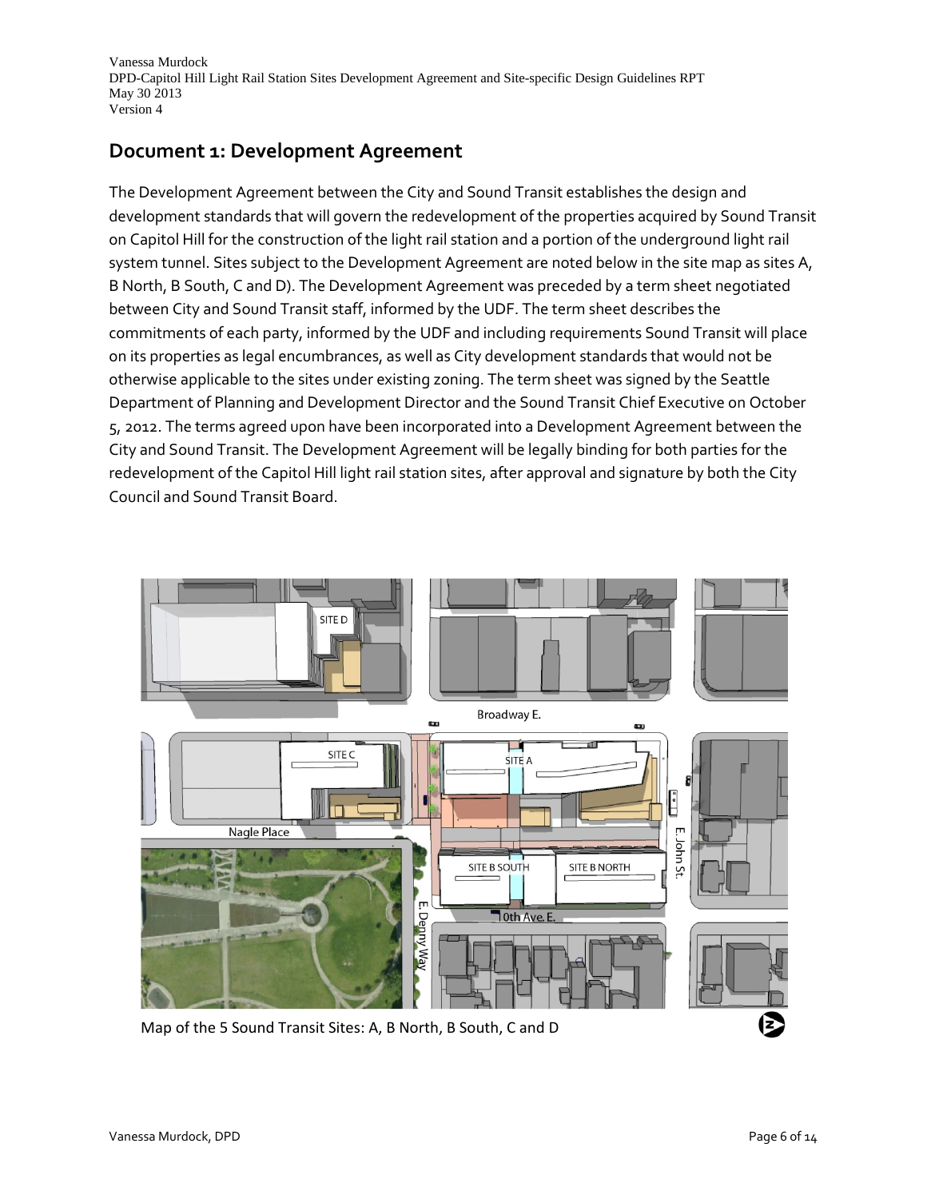# Document 1: Development Agreement

The Development Agreement between the City and Sound Transit establishes the design and development standards that will govern the redevelopment of the properties acquired by Sound Transit on Capitol Hill for the construction of the light rail station and a portion of the underground light rail system tunnel. Sites subject to the Development Agreement are noted below in the site map as sites A, B North, B South, C and D). The Development Agreement was preceded by a term sheet negotiated between City and Sound Transit staff, informed by the UDF. The term sheet describes the commitments of each party, informed by the UDF and including requirements Sound Transit will place on its properties as legal encumbrances, as well as City development standards that would not be otherwise applicable to the sites under existing zoning. The term sheet was signed by the Seattle Department of Planning and Development Director and the Sound Transit Chief Executive on October 5, 2012. The terms agreed upon have been incorporated into a Development Agreement between the City and Sound Transit. The Development Agreement will be legally binding for both parties for the redevelopment of the Capitol Hill light rail station sites, after approval and signature by both the City Council and Sound Transit Board.

Map of the 5 Sound Transit Sites: A, B North, B South, C and D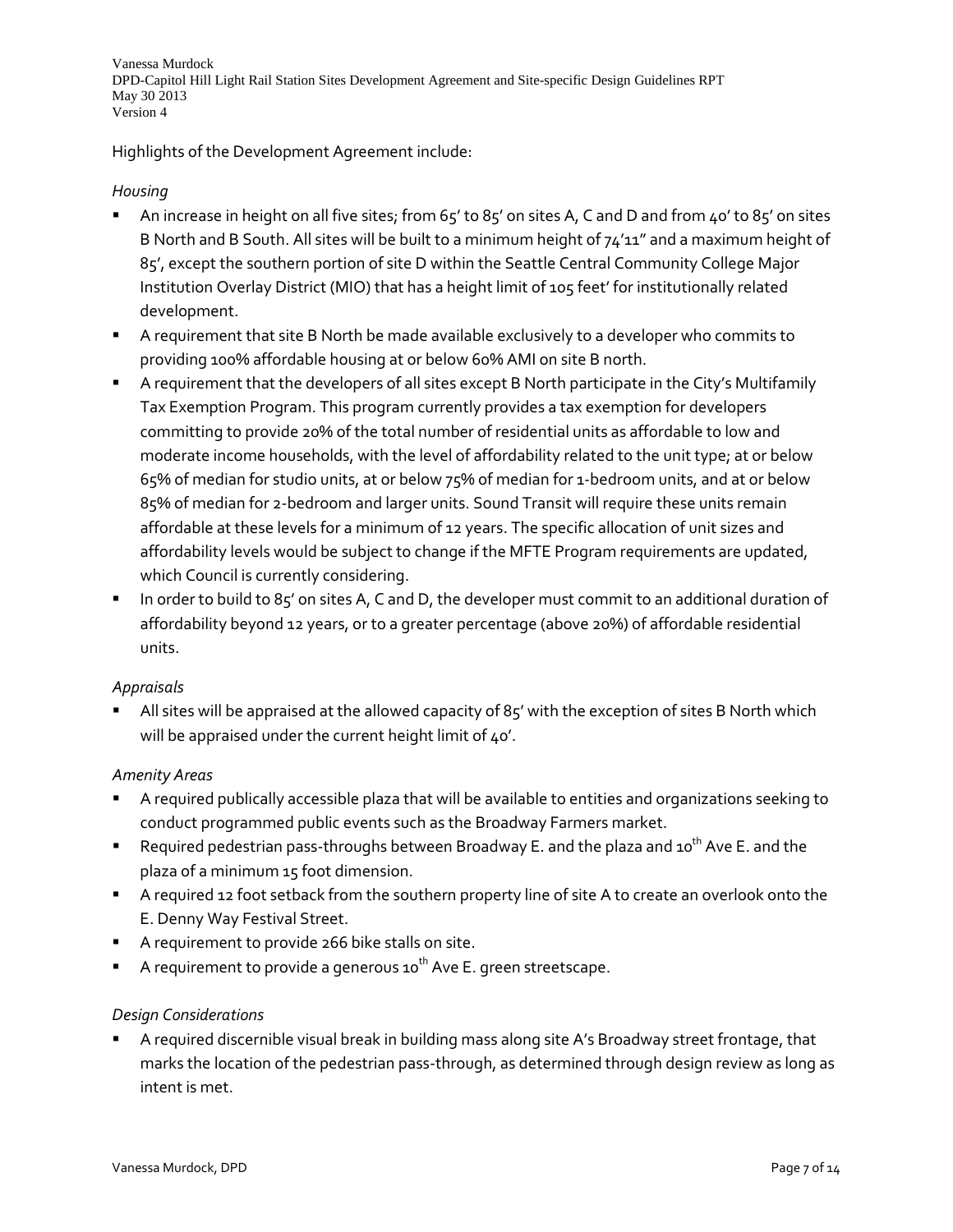Highlights of the Development Agreement include:

*Housing*

- An increase in height on all five sites; from 65' to 85' on sites A, C and D and from 40' to 85' on sites B North and B South. All sites will be built to a minimum height of 74'11" and a maximum height of 85', except the southern portion of site D within the Seattle Central Community College Major Institution Overlay District (MIO) that has a height limit of 105 feet' for institutionally related development.
- A requirement that site B North be made available exclusively to a developer who commits to providing 100% affordable housing at or below 60% AMI on site B north.
- A requirement that the developers of all sites except B North participate in the City's Multifamily Tax Exemption Program. This program currently provides a tax exemption for developers committing to provide 20% of the total number of residential units as affordable to low and moderate income households, with the level of affordability related to the unit type; at or below 65% of median for studio units, at or below 75% of median for 1-bedroom units, and at or below 85% of median for 2-bedroom and larger units. Sound Transit will require these units remain affordable at these levels for a minimum of 12 years. The specific allocation of unit sizes and affordability levels would be subject to change if the MFTE Program requirements are updated, which Council is currently considering.
- In order to build to 85' on sites A, C and D, the developer must commit to an additional duration of affordability beyond 12 years, or to a greater percentage (above 20%) of affordable residential units.

*Appraisals*

- All sites will be appraised at the allowed capacity of 85' with the exception of sites B North which will be appraised under the current height limit of 40'.

*Amenity Areas*

- A required publically accessible plaza that will be available to entities and organizations seeking to conduct programmed public events such as the Broadway Farmers market.
- Required pedestrian pass-throughs between Broadway E. and the plaza and 10th Ave E. and the plaza of a minimum 15 foot dimension.
- A required 12 foot setback from the southern property line of site A to create an overlook onto the E. Denny Way Festival Street.
- A requirement to provide 266 bike stalls on site.
- A requirement to provide a generous 10th Ave E. green streetscape.

*Design Considerations*

- A required discernible visual break in building mass along site A's Broadway street frontage, that marks the location of the pedestrian pass-through, as determined through design review as long as intent is met.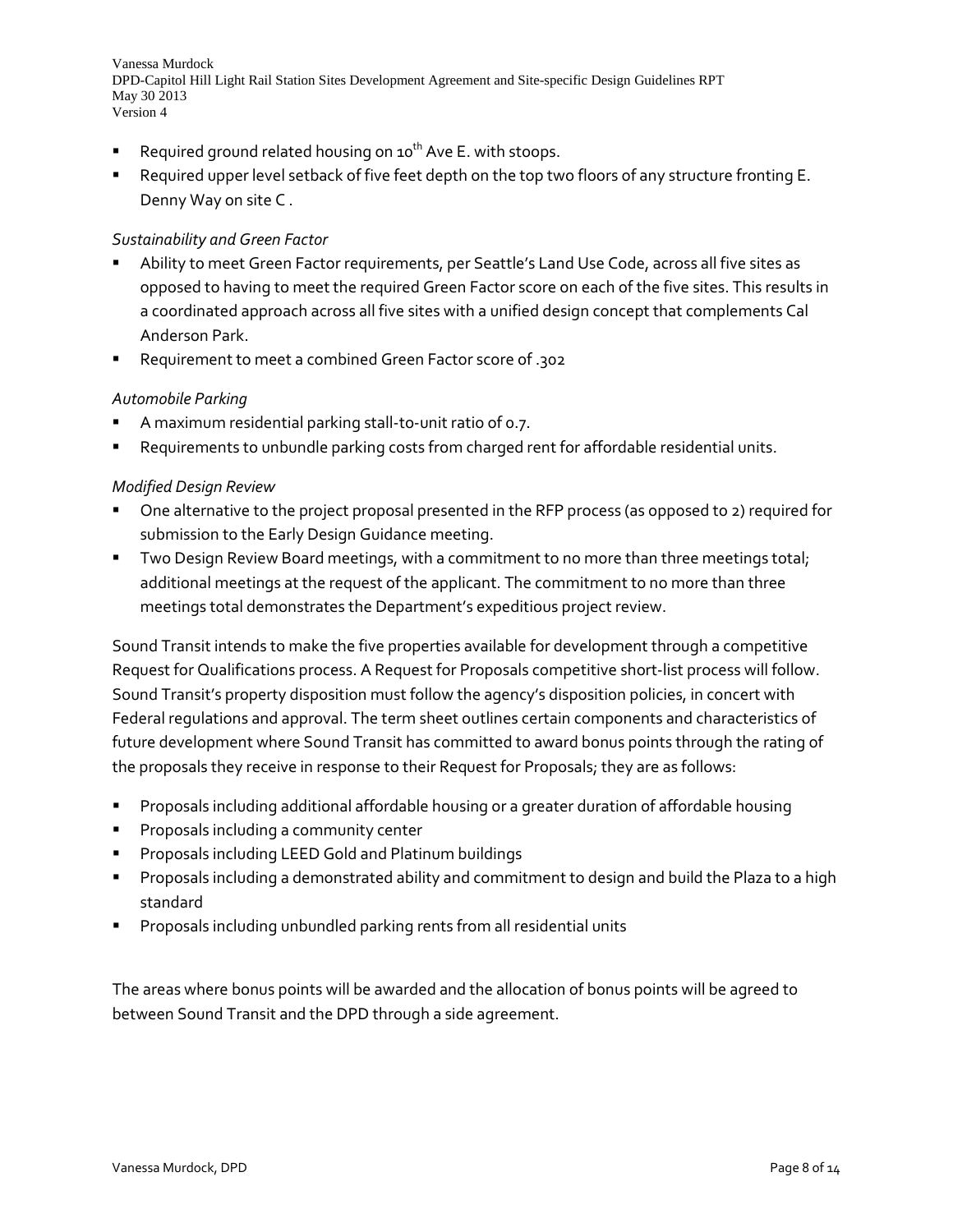- Required ground related housing on 10th Ave E. with stoops.
- Required upper level setback of five feet depth on the top two floors of any structure fronting E. Denny Way on site C .

*Sustainability and Green Factor*

- Ability to meet Green Factor requirements, per Seattle's Land Use Code, across all five sites as opposed to having to meet the required Green Factor score on each of the five sites. This results in a coordinated approach across all five sites with a unified design concept that complements Cal Anderson Park.
- Requirement to meet a combined Green Factor score of .302

*Automobile Parking*

- A maximum residential parking stall-to-unit ratio of 0.7.
- Requirements to unbundle parking costs from charged rent for affordable residential units.

*Modified Design Review*

- One alternative to the project proposal presented in the RFP process (as opposed to 2) required for submission to the Early Design Guidance meeting.
- Two Design Review Board meetings, with a commitment to no more than three meetings total; additional meetings at the request of the applicant. The commitment to no more than three meetings total demonstrates the Department's expeditious project review.

Sound Transit intends to make the five properties available for development through a competitive Request for Qualifications process. A Request for Proposals competitive short-list process will follow. Sound Transit's property disposition must follow the agency's disposition policies, in concert with Federal regulations and approval. The term sheet outlines certain components and characteristics of future development where Sound Transit has committed to award bonus points through the rating of the proposals they receive in response to their Request for Proposals; they are as follows:

- Proposals including additional affordable housing or a greater duration of affordable housing
- Proposals including a community center
- Proposals including LEED Gold and Platinum buildings
- Proposals including a demonstrated ability and commitment to design and build the Plaza to a high standard
- Proposals including unbundled parking rents from all residential units

The areas where bonus points will be awarded and the allocation of bonus points will be agreed to between Sound Transit and the DPD through a side agreement.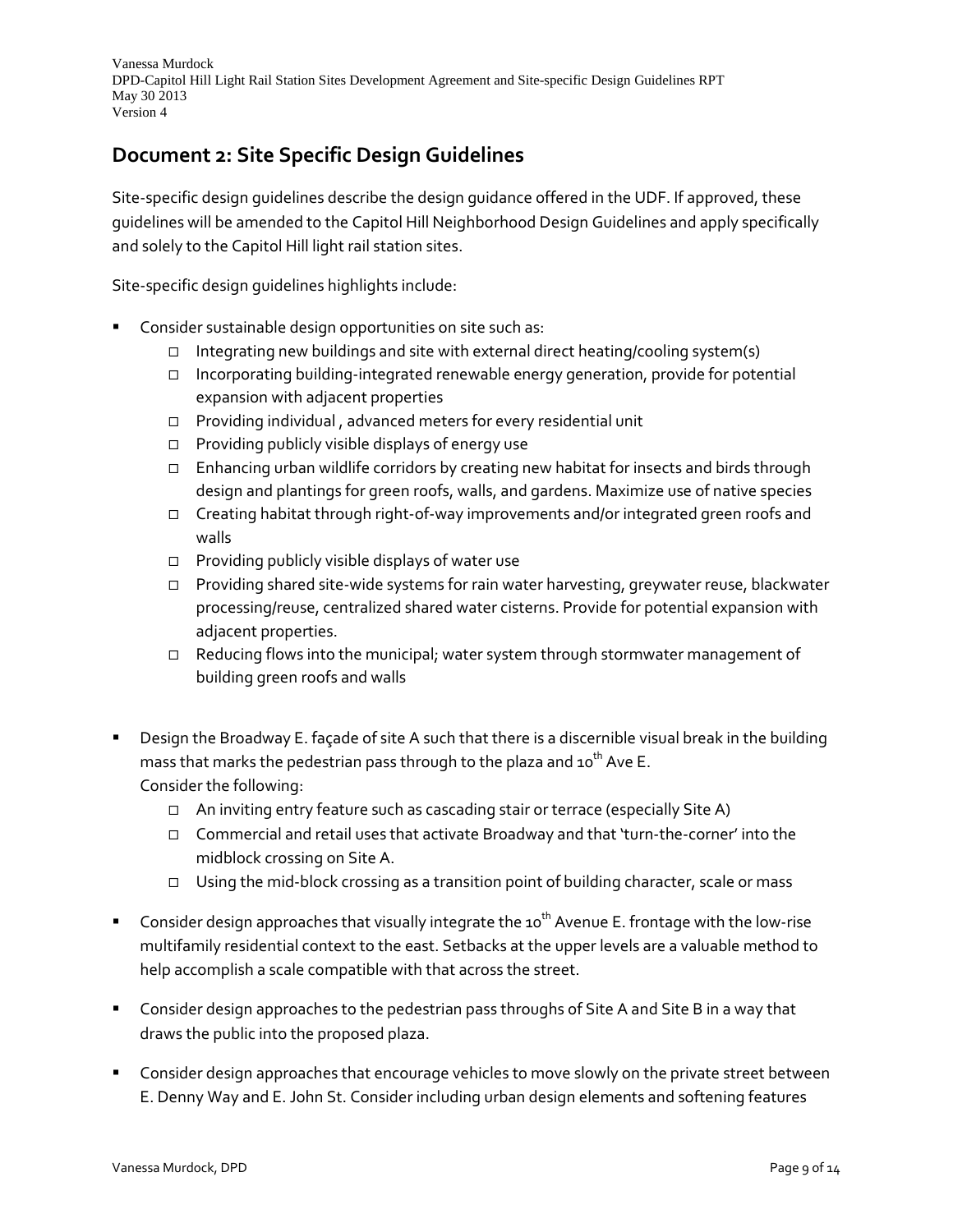## Document 2: Site Specific Design Guidelines

Site-specific design guidelines describe the design guidance offered in the UDF. If approved, these guidelines will be amended to the Capitol Hill Neighborhood Design Guidelines and apply specifically and solely to the Capitol Hill light rail station sites.

Site-specific design guidelines highlights include:

- Consider sustainable design opportunities on site such as:
  - Integrating new buildings and site with external direct heating/cooling system(s)
  - Incorporating building-integrated renewable energy generation, provide for potential expansion with adjacent properties
  - Providing individual , advanced meters for every residential unit
  - Providing publicly visible displays of energy use
  - Enhancing urban wildlife corridors by creating new habitat for insects and birds through design and plantings for green roofs, walls, and gardens. Maximize use of native species
  - Creating habitat through right-of-way improvements and/or integrated green roofs and walls
  - Providing publicly visible displays of water use
  - Providing shared site-wide systems for rain water harvesting, greywater reuse, blackwater processing/reuse, centralized shared water cisterns. Provide for potential expansion with adjacent properties.
  - Reducing flows into the municipal; water system through stormwater management of building green roofs and walls

- Design the Broadway E. façade of site A such that there is a discernible visual break in the building mass that marks the pedestrian pass through to the plaza and 10th Ave E.
  Consider the following:
  - An inviting entry feature such as cascading stair or terrace (especially Site A)
  - Commercial and retail uses that activate Broadway and that 'turn-the-corner' into the midblock crossing on Site A.
  - Using the mid-block crossing as a transition point of building character, scale or mass

- Consider design approaches that visually integrate the 10th Avenue E. frontage with the low-rise multifamily residential context to the east. Setbacks at the upper levels are a valuable method to help accomplish a scale compatible with that across the street.

- Consider design approaches to the pedestrian pass throughs of Site A and Site B in a way that draws the public into the proposed plaza.

- Consider design approaches that encourage vehicles to move slowly on the private street between E. Denny Way and E. John St. Consider including urban design elements and softening features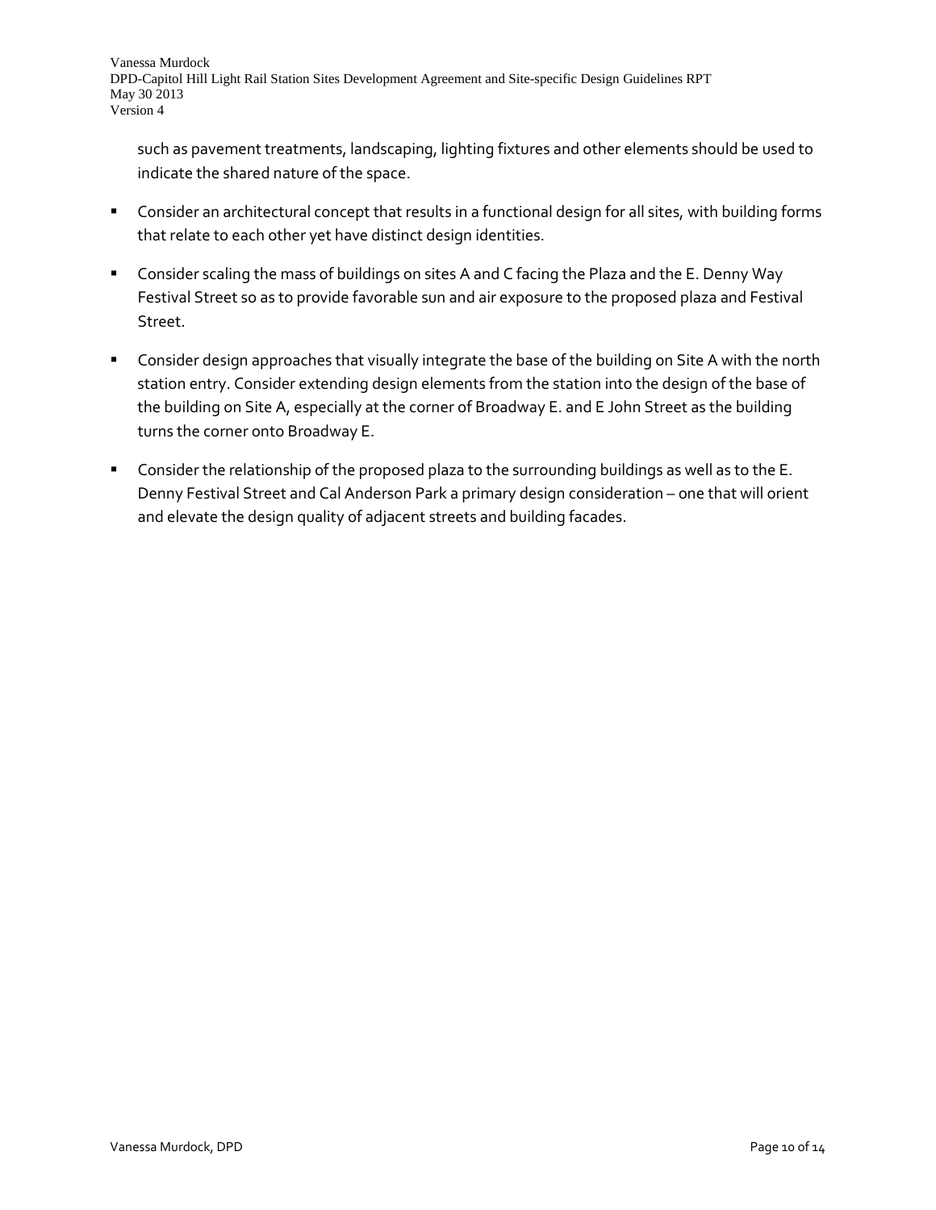such as pavement treatments, landscaping, lighting fixtures and other elements should be used to indicate the shared nature of the space.

- Consider an architectural concept that results in a functional design for all sites, with building forms that relate to each other yet have distinct design identities.
- Consider scaling the mass of buildings on sites A and C facing the Plaza and the E. Denny Way Festival Street so as to provide favorable sun and air exposure to the proposed plaza and Festival Street.
- Consider design approaches that visually integrate the base of the building on Site A with the north station entry. Consider extending design elements from the station into the design of the base of the building on Site A, especially at the corner of Broadway E. and E John Street as the building turns the corner onto Broadway E.
- Consider the relationship of the proposed plaza to the surrounding buildings as well as to the E. Denny Festival Street and Cal Anderson Park a primary design consideration – one that will orient and elevate the design quality of adjacent streets and building facades.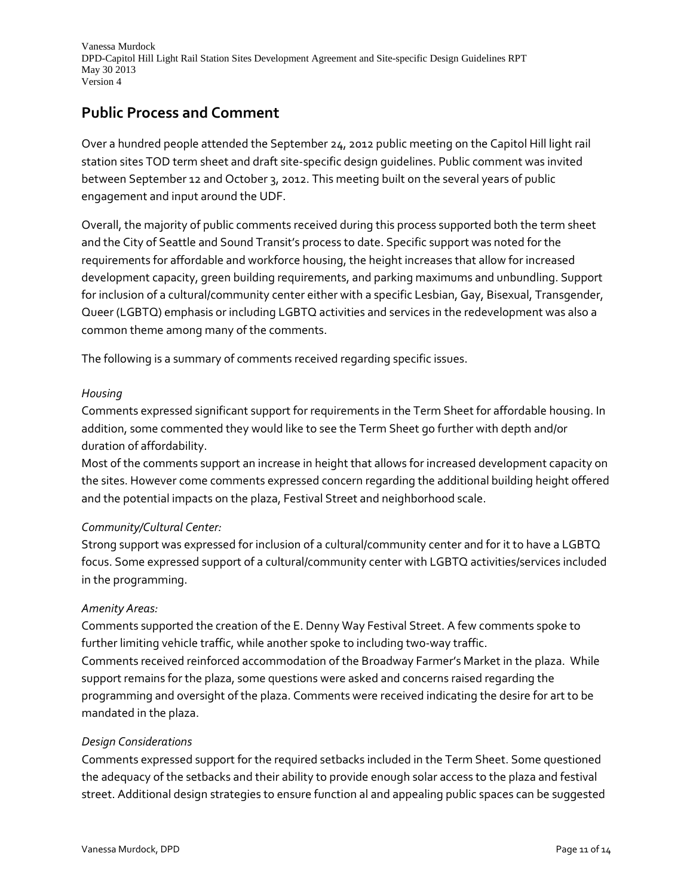## Public Process and Comment

Over a hundred people attended the September 24, 2012 public meeting on the Capitol Hill light rail station sites TOD term sheet and draft site-specific design guidelines. Public comment was invited between September 12 and October 3, 2012. This meeting built on the several years of public engagement and input around the UDF.

Overall, the majority of public comments received during this process supported both the term sheet and the City of Seattle and Sound Transit's process to date. Specific support was noted for the requirements for affordable and workforce housing, the height increases that allow for increased development capacity, green building requirements, and parking maximums and unbundling. Support for inclusion of a cultural/community center either with a specific Lesbian, Gay, Bisexual, Transgender, Queer (LGBTQ) emphasis or including LGBTQ activities and services in the redevelopment was also a common theme among many of the comments.

The following is a summary of comments received regarding specific issues.

*Housing*

Comments expressed significant support for requirements in the Term Sheet for affordable housing. In addition, some commented they would like to see the Term Sheet go further with depth and/or duration of affordability.

Most of the comments support an increase in height that allows for increased development capacity on the sites. However come comments expressed concern regarding the additional building height offered and the potential impacts on the plaza, Festival Street and neighborhood scale.

*Community/Cultural Center:*

Strong support was expressed for inclusion of a cultural/community center and for it to have a LGBTQ focus. Some expressed support of a cultural/community center with LGBTQ activities/services included in the programming.

*Amenity Areas:*

Comments supported the creation of the E. Denny Way Festival Street. A few comments spoke to further limiting vehicle traffic, while another spoke to including two-way traffic.

Comments received reinforced accommodation of the Broadway Farmer's Market in the plaza. While support remains for the plaza, some questions were asked and concerns raised regarding the programming and oversight of the plaza. Comments were received indicating the desire for art to be mandated in the plaza.

*Design Considerations*

Comments expressed support for the required setbacks included in the Term Sheet. Some questioned the adequacy of the setbacks and their ability to provide enough solar access to the plaza and festival street. Additional design strategies to ensure function al and appealing public spaces can be suggested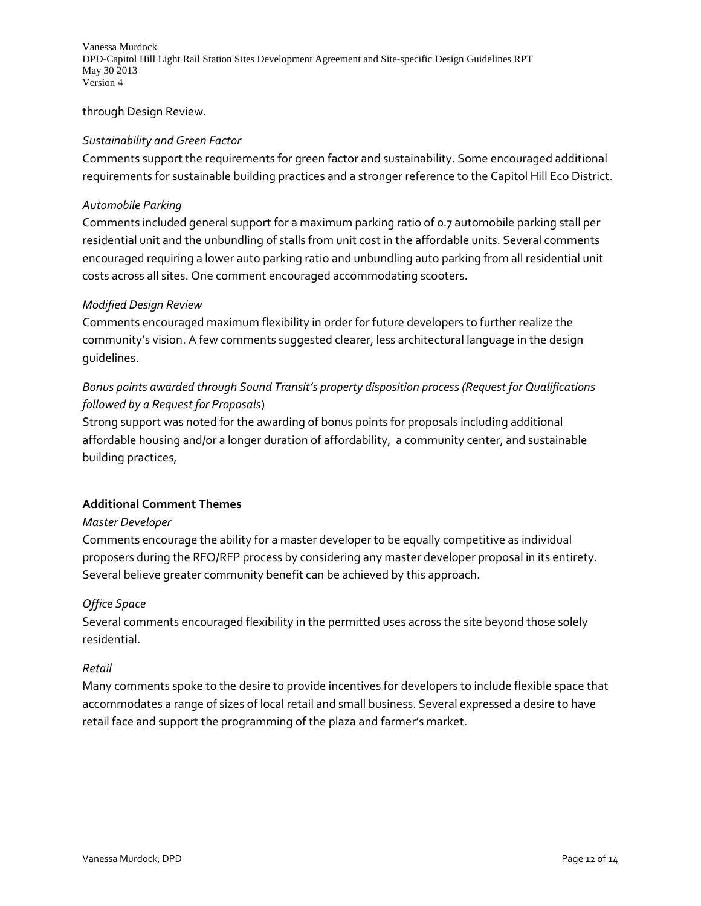through Design Review.

*Sustainability and Green Factor*

Comments support the requirements for green factor and sustainability. Some encouraged additional requirements for sustainable building practices and a stronger reference to the Capitol Hill Eco District.

*Automobile Parking*

Comments included general support for a maximum parking ratio of 0.7 automobile parking stall per residential unit and the unbundling of stalls from unit cost in the affordable units. Several comments encouraged requiring a lower auto parking ratio and unbundling auto parking from all residential unit costs across all sites. One comment encouraged accommodating scooters.

*Modified Design Review*

Comments encouraged maximum flexibility in order for future developers to further realize the community's vision. A few comments suggested clearer, less architectural language in the design guidelines.

*Bonus points awarded through Sound Transit's property disposition process (Request for Qualifications followed by a Request for Proposals*)

Strong support was noted for the awarding of bonus points for proposals including additional affordable housing and/or a longer duration of affordability, a community center, and sustainable building practices,

**Additional Comment Themes**

*Master Developer*

Comments encourage the ability for a master developer to be equally competitive as individual proposers during the RFQ/RFP process by considering any master developer proposal in its entirety. Several believe greater community benefit can be achieved by this approach.

*Office Space*

Several comments encouraged flexibility in the permitted uses across the site beyond those solely residential.

*Retail*

Many comments spoke to the desire to provide incentives for developers to include flexible space that accommodates a range of sizes of local retail and small business. Several expressed a desire to have retail face and support the programming of the plaza and farmer's market.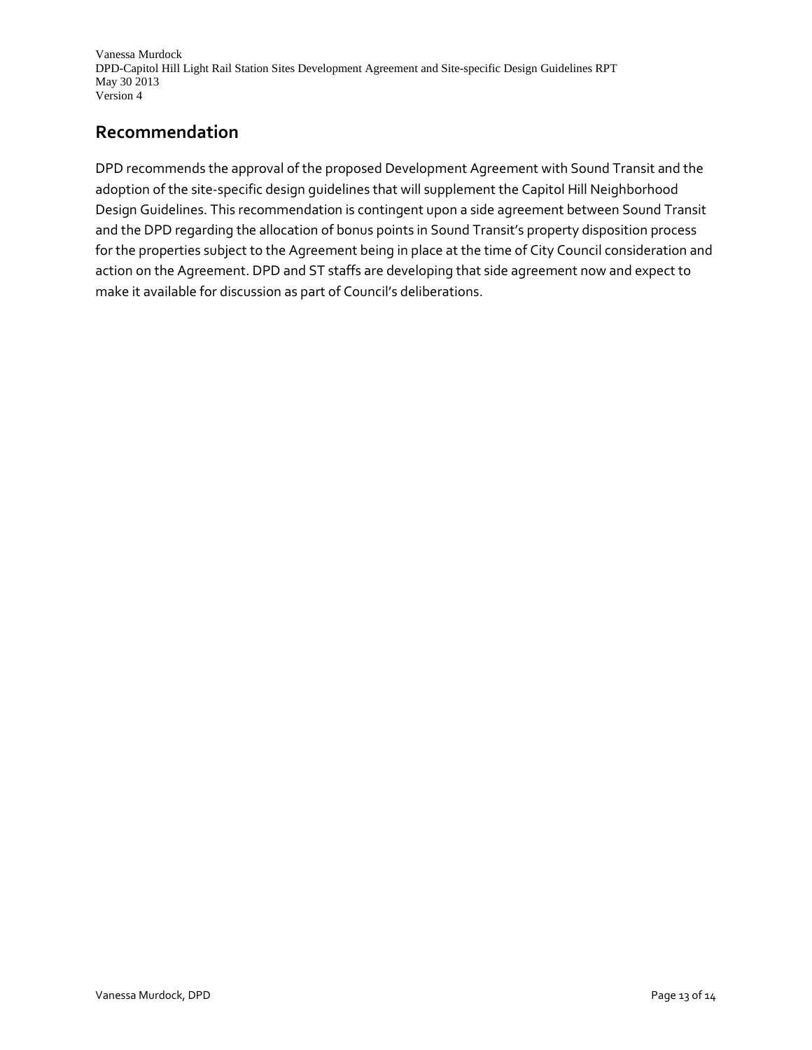## Recommendation

DPD recommends the approval of the proposed Development Agreement with Sound Transit and the adoption of the site-specific design guidelines that will supplement the Capitol Hill Neighborhood Design Guidelines. This recommendation is contingent upon a side agreement between Sound Transit and the DPD regarding the allocation of bonus points in Sound Transit's property disposition process for the properties subject to the Agreement being in place at the time of City Council consideration and action on the Agreement. DPD and ST staffs are developing that side agreement now and expect to make it available for discussion as part of Council's deliberations.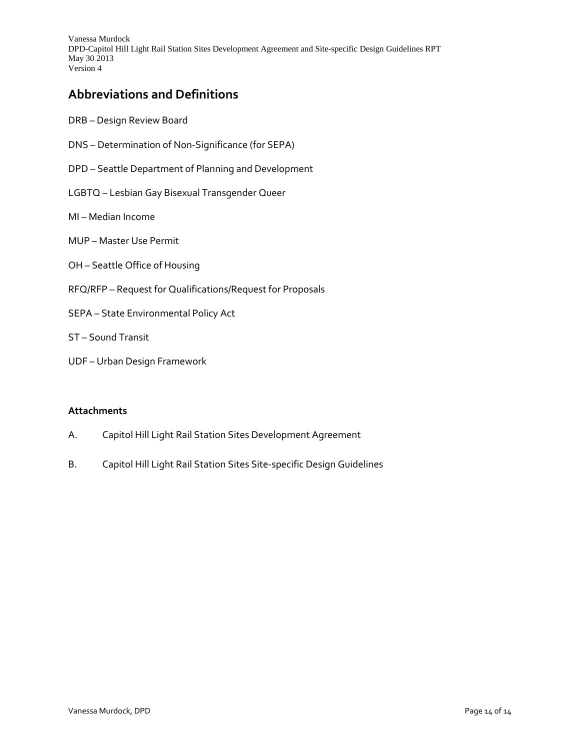## Abbreviations and Definitions

DRB – Design Review Board

DNS – Determination of Non-Significance (for SEPA)

DPD – Seattle Department of Planning and Development

LGBTQ – Lesbian Gay Bisexual Transgender Queer

MI – Median Income

MUP – Master Use Permit

OH – Seattle Office of Housing

RFQ/RFP – Request for Qualifications/Request for Proposals

SEPA – State Environmental Policy Act

ST – Sound Transit

UDF – Urban Design Framework

**Attachments**

A. Capitol Hill Light Rail Station Sites Development Agreement

B. Capitol Hill Light Rail Station Sites Site-specific Design Guidelines